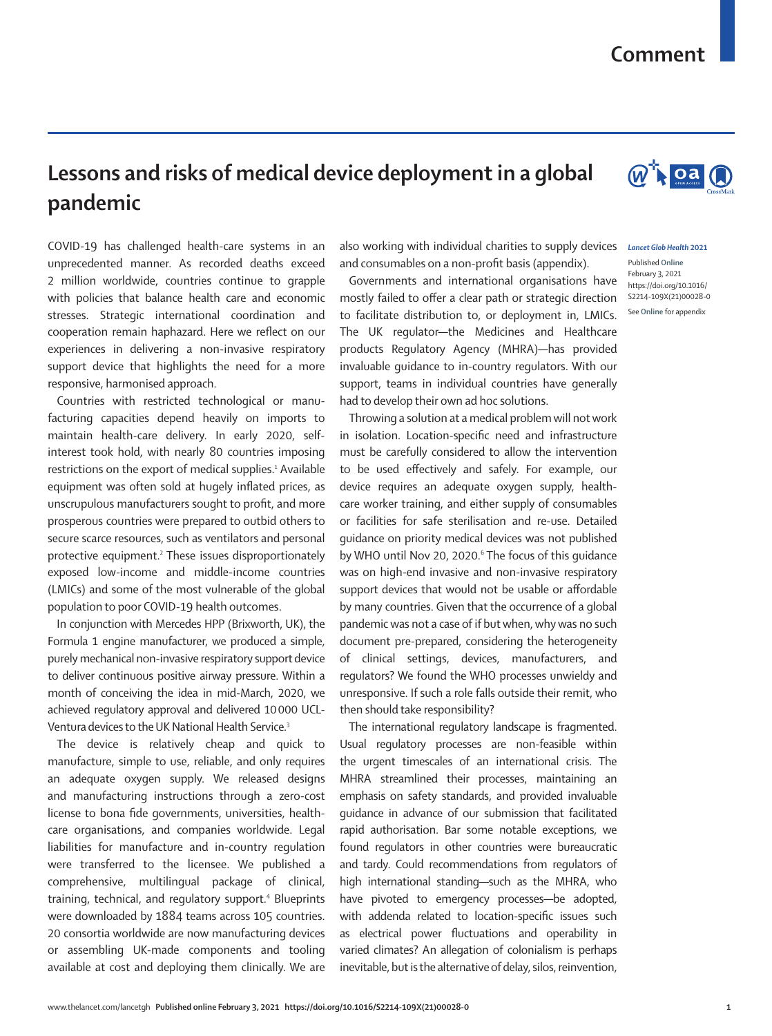Comment

# Lessons and risks of medical device deployment in a global pandemic

*Lancet Glob Health* 2021

Published Online February 3, 2021 https://doi.org/10.1016/S2214-109X(21)00028-0

See Online for appendix

COVID-19 has challenged health-care systems in an unprecedented manner. As recorded deaths exceed 2 million worldwide, countries continue to grapple with policies that balance health care and economic stresses. Strategic international coordination and cooperation remain haphazard. Here we reflect on our experiences in delivering a non-invasive respiratory support device that highlights the need for a more responsive, harmonised approach.

Countries with restricted technological or manufacturing capacities depend heavily on imports to maintain health-care delivery. In early 2020, self-interest took hold, with nearly 80 countries imposing restrictions on the export of medical supplies.[1] Available equipment was often sold at hugely inflated prices, as unscrupulous manufacturers sought to profit, and more prosperous countries were prepared to outbid others to secure scarce resources, such as ventilators and personal protective equipment.[2] These issues disproportionately exposed low-income and middle-income countries (LMICs) and some of the most vulnerable of the global population to poor COVID-19 health outcomes.

In conjunction with Mercedes HPP (Brixworth, UK), the Formula 1 engine manufacturer, we produced a simple, purely mechanical non-invasive respiratory support device to deliver continuous positive airway pressure. Within a month of conceiving the idea in mid-March, 2020, we achieved regulatory approval and delivered 10 000 UCL-Ventura devices to the UK National Health Service.[3]

The device is relatively cheap and quick to manufacture, simple to use, reliable, and only requires an adequate oxygen supply. We released designs and manufacturing instructions through a zero-cost license to bona fide governments, universities, health-care organisations, and companies worldwide. Legal liabilities for manufacture and in-country regulation were transferred to the licensee. We published a comprehensive, multilingual package of clinical, training, technical, and regulatory support.[4] Blueprints were downloaded by 1884 teams across 105 countries. 20 consortia worldwide are now manufacturing devices or assembling UK-made components and tooling available at cost and deploying them clinically. We are also working with individual charities to supply devices and consumables on a non-profit basis (appendix).

Governments and international organisations have mostly failed to offer a clear path or strategic direction to facilitate distribution to, or deployment in, LMICs. The UK regulator—the Medicines and Healthcare products Regulatory Agency (MHRA)—has provided invaluable guidance to in-country regulators. With our support, teams in individual countries have generally had to develop their own ad hoc solutions.

Throwing a solution at a medical problem will not work in isolation. Location-specific need and infrastructure must be carefully considered to allow the intervention to be used effectively and safely. For example, our device requires an adequate oxygen supply, health-care worker training, and either supply of consumables or facilities for safe sterilisation and re-use. Detailed guidance on priority medical devices was not published by WHO until Nov 20, 2020.[6] The focus of this guidance was on high-end invasive and non-invasive respiratory support devices that would not be usable or affordable by many countries. Given that the occurrence of a global pandemic was not a case of if but when, why was no such document pre-prepared, considering the heterogeneity of clinical settings, devices, manufacturers, and regulators? We found the WHO processes unwieldy and unresponsive. If such a role falls outside their remit, who then should take responsibility?

The international regulatory landscape is fragmented. Usual regulatory processes are non-feasible within the urgent timescales of an international crisis. The MHRA streamlined their processes, maintaining an emphasis on safety standards, and provided invaluable guidance in advance of our submission that facilitated rapid authorisation. Bar some notable exceptions, we found regulators in other countries were bureaucratic and tardy. Could recommendations from regulators of high international standing—such as the MHRA, who have pivoted to emergency processes—be adopted, with addenda related to location-specific issues such as electrical power fluctuations and operability in varied climates? An allegation of colonialism is perhaps inevitable, but is the alternative of delay, silos, reinvention,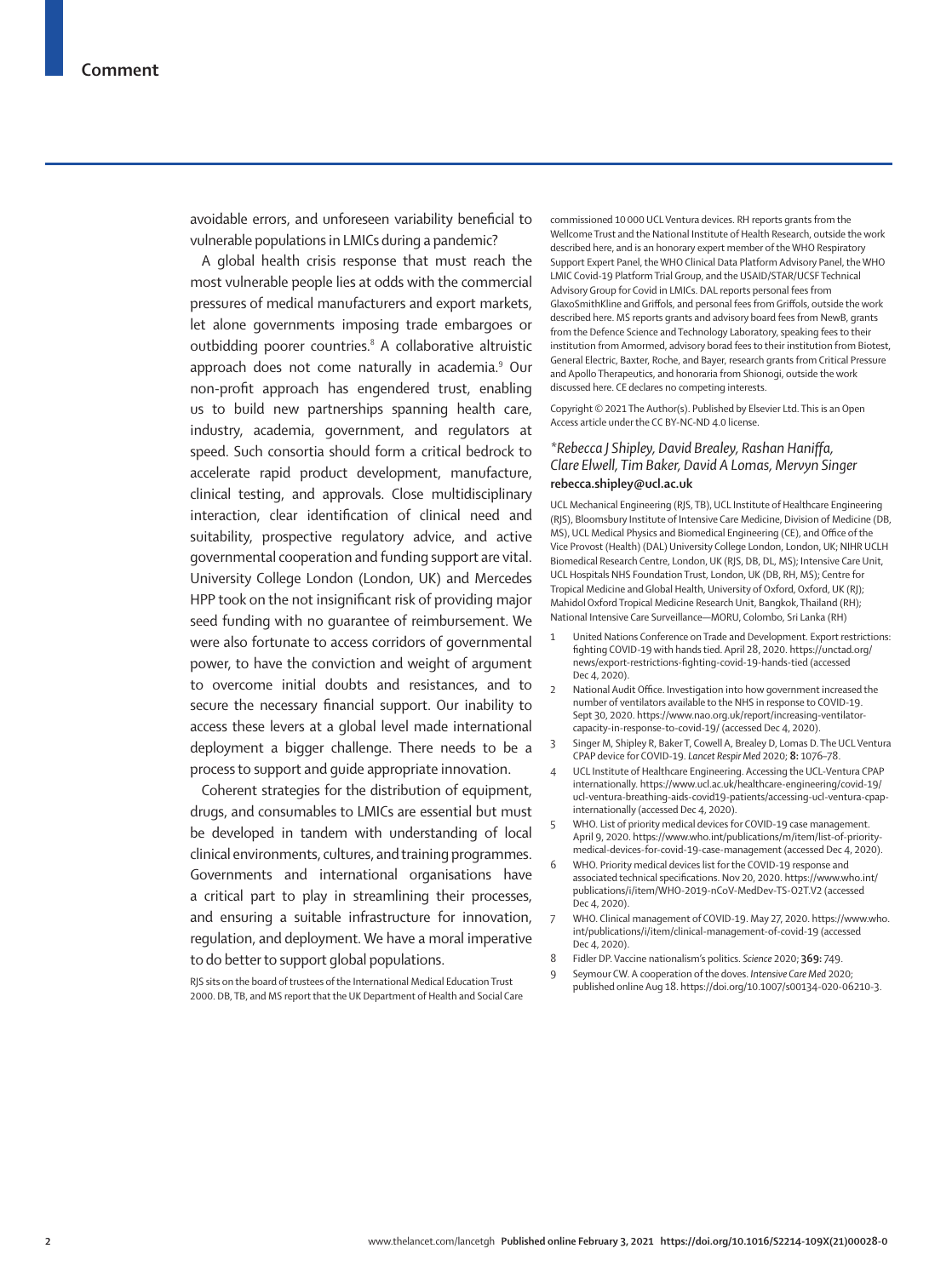avoidable errors, and unforeseen variability beneficial to vulnerable populations in LMICs during a pandemic?

A global health crisis response that must reach the most vulnerable people lies at odds with the commercial pressures of medical manufacturers and export markets, let alone governments imposing trade embargoes or outbidding poorer countries.[8] A collaborative altruistic approach does not come naturally in academia.[9] Our non-profit approach has engendered trust, enabling us to build new partnerships spanning health care, industry, academia, government, and regulators at speed. Such consortia should form a critical bedrock to accelerate rapid product development, manufacture, clinical testing, and approvals. Close multidisciplinary interaction, clear identification of clinical need and suitability, prospective regulatory advice, and active governmental cooperation and funding support are vital. University College London (London, UK) and Mercedes HPP took on the not insignificant risk of providing major seed funding with no guarantee of reimbursement. We were also fortunate to access corridors of governmental power, to have the conviction and weight of argument to overcome initial doubts and resistances, and to secure the necessary financial support. Our inability to access these levers at a global level made international deployment a bigger challenge. There needs to be a process to support and guide appropriate innovation.

Coherent strategies for the distribution of equipment, drugs, and consumables to LMICs are essential but must be developed in tandem with understanding of local clinical environments, cultures, and training programmes. Governments and international organisations have a critical part to play in streamlining their processes, and ensuring a suitable infrastructure for innovation, regulation, and deployment. We have a moral imperative to do better to support global populations.

RJS sits on the board of trustees of the International Medical Education Trust 2000. DB, TB, and MS report that the UK Department of Health and Social Care commissioned 10 000 UCL Ventura devices. RH reports grants from the Wellcome Trust and the National Institute of Health Research, outside the work described here, and is an honorary expert member of the WHO Respiratory Support Expert Panel, the WHO Clinical Data Platform Advisory Panel, the WHO LMIC Covid-19 Platform Trial Group, and the USAID/STAR/UCSF Technical Advisory Group for Covid in LMICs. DAL reports personal fees from GlaxoSmithKline and Griffols, and personal fees from Griffols, outside the work described here. MS reports grants and advisory board fees from NewB, grants from the Defence Science and Technology Laboratory, speaking fees to their institution from Amormed, advisory borad fees to their institution from Biotest, General Electric, Baxter, Roche, and Bayer, research grants from Critical Pressure and Apollo Therapeutics, and honoraria from Shionogi, outside the work discussed here. CE declares no competing interests.

Copyright © 2021 The Author(s). Published by Elsevier Ltd. This is an Open Access article under the CC BY-NC-ND 4.0 license.

*\*Rebecca J Shipley, David Brealey, Rashan Haniffa, Clare Elwell, Tim Baker, David A Lomas, Mervyn Singer*
**rebecca.shipley@ucl.ac.uk**

UCL Mechanical Engineering (RJS, TB), UCL Institute of Healthcare Engineering (RJS), Bloomsbury Institute of Intensive Care Medicine, Division of Medicine (DB, MS), UCL Medical Physics and Biomedical Engineering (CE), and Office of the Vice Provost (Health) (DAL) University College London, London, UK; NIHR UCLH Biomedical Research Centre, London, UK (RJS, DB, DL, MS); Intensive Care Unit, UCL Hospitals NHS Foundation Trust, London, UK (DB, RH, MS); Centre for Tropical Medicine and Global Health, University of Oxford, Oxford, UK (RJ); Mahidol Oxford Tropical Medicine Research Unit, Bangkok, Thailand (RH); National Intensive Care Surveillance—MORU, Colombo, Sri Lanka (RH)

1. United Nations Conference on Trade and Development. Export restrictions: fighting COVID-19 with hands tied. April 28, 2020. https://unctad.org/news/export-restrictions-fighting-covid-19-hands-tied (accessed Dec 4, 2020).
2. National Audit Office. Investigation into how government increased the number of ventilators available to the NHS in response to COVID-19. Sept 30, 2020. https://www.nao.org.uk/report/increasing-ventilator-capacity-in-response-to-covid-19/ (accessed Dec 4, 2020).
3. Singer M, Shipley R, Baker T, Cowell A, Brealey D, Lomas D. The UCL Ventura CPAP device for COVID-19. *Lancet Respir Med* 2020; **8:** 1076–78.
4. UCL Institute of Healthcare Engineering. Accessing the UCL-Ventura CPAP internationally. https://www.ucl.ac.uk/healthcare-engineering/covid-19/ucl-ventura-breathing-aids-covid19-patients/accessing-ucl-ventura-cpap-internationally (accessed Dec 4, 2020).
5. WHO. List of priority medical devices for COVID-19 case management. April 9, 2020. https://www.who.int/publications/m/item/list-of-priority-medical-devices-for-covid-19-case-management (accessed Dec 4, 2020).
6. WHO. Priority medical devices list for the COVID-19 response and associated technical specifications. Nov 20, 2020. https://www.who.int/publications/i/item/WHO-2019-nCoV-MedDev-TS-O2T.V2 (accessed Dec 4, 2020).
7. WHO. Clinical management of COVID-19. May 27, 2020. https://www.who.int/publications/i/item/clinical-management-of-covid-19 (accessed Dec 4, 2020).
8. Fidler DP. Vaccine nationalism's politics. *Science* 2020; **369:** 749.
9. Seymour CW. A cooperation of the doves. *Intensive Care Med* 2020; published online Aug 18. https://doi.org/10.1007/s00134-020-06210-3.